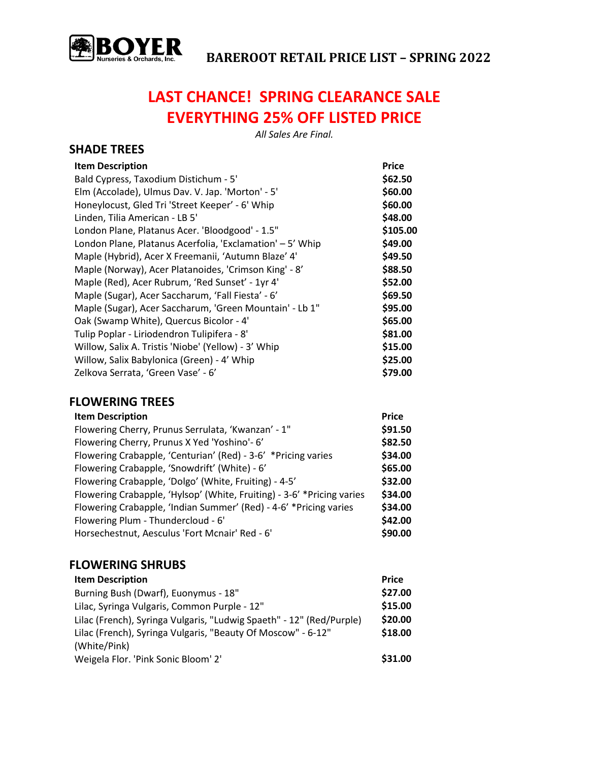# BOYER Nurseries & Orchards, Inc.

## BAREROOT RETAIL PRICE LIST – SPRING 2022

## LAST CHANCE! SPRING CLEARANCE SALE
## EVERYTHING 25% OFF LISTED PRICE

*All Sales Are Final.*

### SHADE TREES

| Item Description | Price |
|---|---|
| Bald Cypress, Taxodium Distichum - 5' | $62.50 |
| Elm (Accolade), Ulmus Dav. V. Jap. 'Morton' - 5' | $60.00 |
| Honeylocust, Gled Tri 'Street Keeper' - 6' Whip | $60.00 |
| Linden, Tilia American - LB 5' | $48.00 |
| London Plane, Platanus Acer. 'Bloodgood' - 1.5" | $105.00 |
| London Plane, Platanus Acerfolia, 'Exclamation' – 5' Whip | $49.00 |
| Maple (Hybrid), Acer X Freemanii, 'Autumn Blaze' 4' | $49.50 |
| Maple (Norway), Acer Platanoides, 'Crimson King' - 8' | $88.50 |
| Maple (Red), Acer Rubrum, 'Red Sunset' - 1yr 4' | $52.00 |
| Maple (Sugar), Acer Saccharum, 'Fall Fiesta' - 6' | $69.50 |
| Maple (Sugar), Acer Saccharum, 'Green Mountain' - Lb 1" | $95.00 |
| Oak (Swamp White), Quercus Bicolor - 4' | $65.00 |
| Tulip Poplar - Liriodendron Tulipifera - 8' | $81.00 |
| Willow, Salix A. Tristis 'Niobe' (Yellow) - 3' Whip | $15.00 |
| Willow, Salix Babylonica (Green) - 4' Whip | $25.00 |
| Zelkova Serrata, 'Green Vase' - 6' | $79.00 |

### FLOWERING TREES

| Item Description | Price |
|---|---|
| Flowering Cherry, Prunus Serrulata, 'Kwanzan' - 1" | $91.50 |
| Flowering Cherry, Prunus X Yed 'Yoshino'- 6' | $82.50 |
| Flowering Crabapple, 'Centurian' (Red) - 3-6' *Pricing varies | $34.00 |
| Flowering Crabapple, 'Snowdrift' (White) - 6' | $65.00 |
| Flowering Crabapple, 'Dolgo' (White, Fruiting) - 4-5' | $32.00 |
| Flowering Crabapple, 'Hylsop' (White, Fruiting) - 3-6' *Pricing varies | $34.00 |
| Flowering Crabapple, 'Indian Summer' (Red) - 4-6' *Pricing varies | $34.00 |
| Flowering Plum - Thundercloud - 6' | $42.00 |
| Horsechestnut, Aesculus 'Fort Mcnair' Red - 6' | $90.00 |

### FLOWERING SHRUBS

| Item Description | Price |
|---|---|
| Burning Bush (Dwarf), Euonymus - 18" | $27.00 |
| Lilac, Syringa Vulgaris, Common Purple - 12" | $15.00 |
| Lilac (French), Syringa Vulgaris, "Ludwig Spaeth" - 12" (Red/Purple) | $20.00 |
| Lilac (French), Syringa Vulgaris, "Beauty Of Moscow" - 6-12" (White/Pink) | $18.00 |
| Weigela Flor. 'Pink Sonic Bloom' 2' | $31.00 |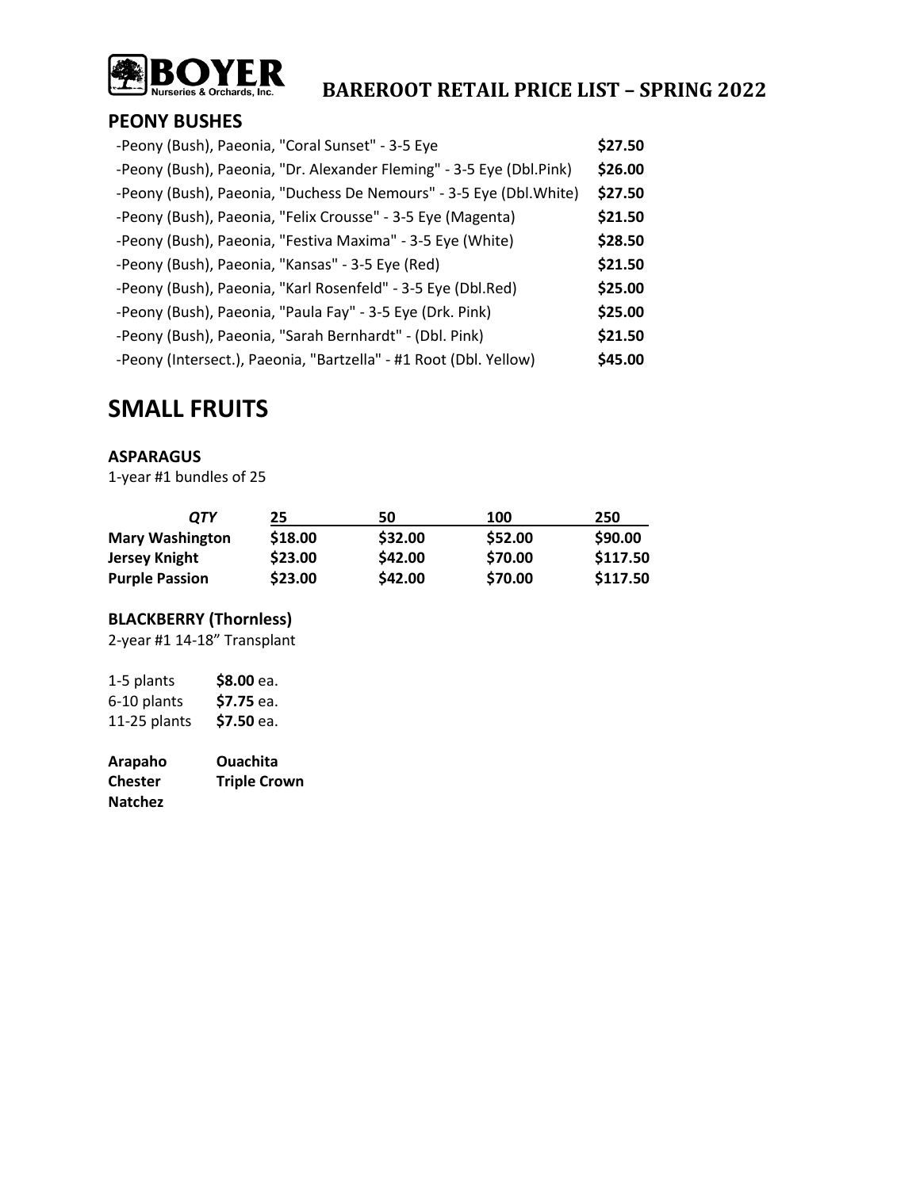# BOYER Nurseries & Orchards, Inc. — BAREROOT RETAIL PRICE LIST – SPRING 2022

## PEONY BUSHES

| Item | Price |
|---|---|
| -Peony (Bush), Paeonia, "Coral Sunset" - 3-5 Eye | **$27.50** |
| -Peony (Bush), Paeonia, "Dr. Alexander Fleming" - 3-5 Eye (Dbl.Pink) | **$26.00** |
| -Peony (Bush), Paeonia, "Duchess De Nemours" - 3-5 Eye (Dbl.White) | **$27.50** |
| -Peony (Bush), Paeonia, "Felix Crousse" - 3-5 Eye (Magenta) | **$21.50** |
| -Peony (Bush), Paeonia, "Festiva Maxima" - 3-5 Eye (White) | **$28.50** |
| -Peony (Bush), Paeonia, "Kansas" - 3-5 Eye (Red) | **$21.50** |
| -Peony (Bush), Paeonia, "Karl Rosenfeld" - 3-5 Eye (Dbl.Red) | **$25.00** |
| -Peony (Bush), Paeonia, "Paula Fay" - 3-5 Eye (Drk. Pink) | **$25.00** |
| -Peony (Bush), Paeonia, "Sarah Bernhardt" - (Dbl. Pink) | **$21.50** |
| -Peony (Intersect.), Paeonia, "Bartzella" - #1 Root (Dbl. Yellow) | **$45.00** |

# SMALL FRUITS

### ASPARAGUS

1-year #1 bundles of 25

| *QTY* | 25 | 50 | 100 | 250 |
|---|---|---|---|---|
| **Mary Washington** | **$18.00** | **$32.00** | **$52.00** | **$90.00** |
| **Jersey Knight** | **$23.00** | **$42.00** | **$70.00** | **$117.50** |
| **Purple Passion** | **$23.00** | **$42.00** | **$70.00** | **$117.50** |

### BLACKBERRY (Thornless)

2-year #1 14-18" Transplant

| | |
|---|---|
| 1-5 plants | **$8.00** ea. |
| 6-10 plants | **$7.75** ea. |
| 11-25 plants | **$7.50** ea. |

**Arapaho** **Ouachita**
**Chester** **Triple Crown**
**Natchez**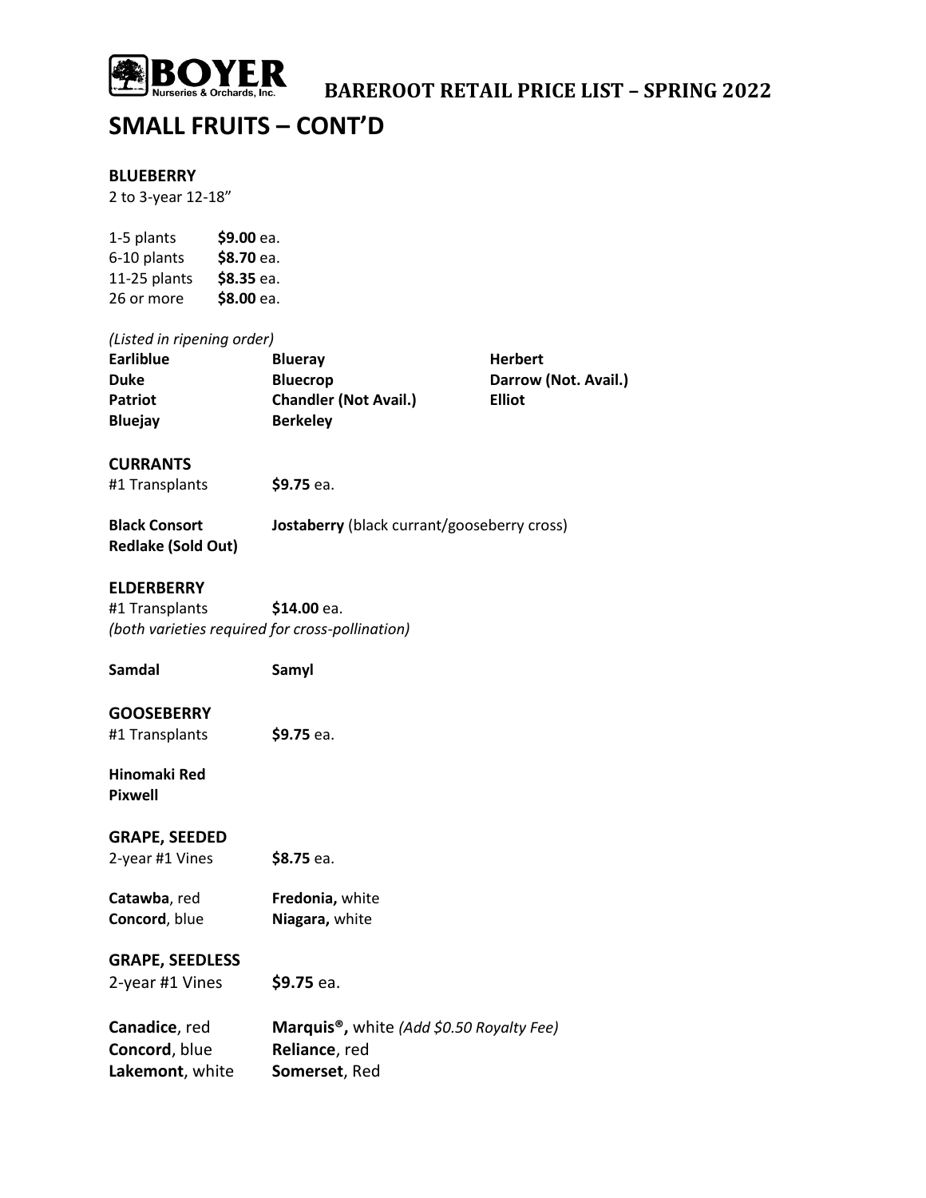# SMALL FRUITS – CONT'D

## BLUEBERRY

2 to 3-year 12-18"

| | |
|---|---|
| 1-5 plants | **$9.00** ea. |
| 6-10 plants | **$8.70** ea. |
| 11-25 plants | **$8.35** ea. |
| 26 or more | **$8.00** ea. |

*(Listed in ripening order)*

| | | |
|---|---|---|
| **Earliblue** | **Blueray** | **Herbert** |
| **Duke** | **Bluecrop** | **Darrow (Not. Avail.)** |
| **Patriot** | **Chandler (Not Avail.)** | **Elliot** |
| **Bluejay** | **Berkeley** | |

## CURRANTS

#1 Transplants **$9.75** ea.

**Black Consort** **Jostaberry** (black currant/gooseberry cross)
**Redlake (Sold Out)**

## ELDERBERRY

#1 Transplants **$14.00** ea.
*(both varieties required for cross-pollination)*

**Samdal** **Samyl**

## GOOSEBERRY

#1 Transplants **$9.75** ea.

**Hinomaki Red**
**Pixwell**

## GRAPE, SEEDED

2-year #1 Vines **$8.75** ea.

| | |
|---|---|
| **Catawba**, red | **Fredonia,** white |
| **Concord**, blue | **Niagara,** white |

## GRAPE, SEEDLESS

2-year #1 Vines **$9.75** ea.

| | |
|---|---|
| **Canadice**, red | **Marquis®,** white *(Add $0.50 Royalty Fee)* |
| **Concord**, blue | **Reliance**, red |
| **Lakemont**, white | **Somerset**, Red |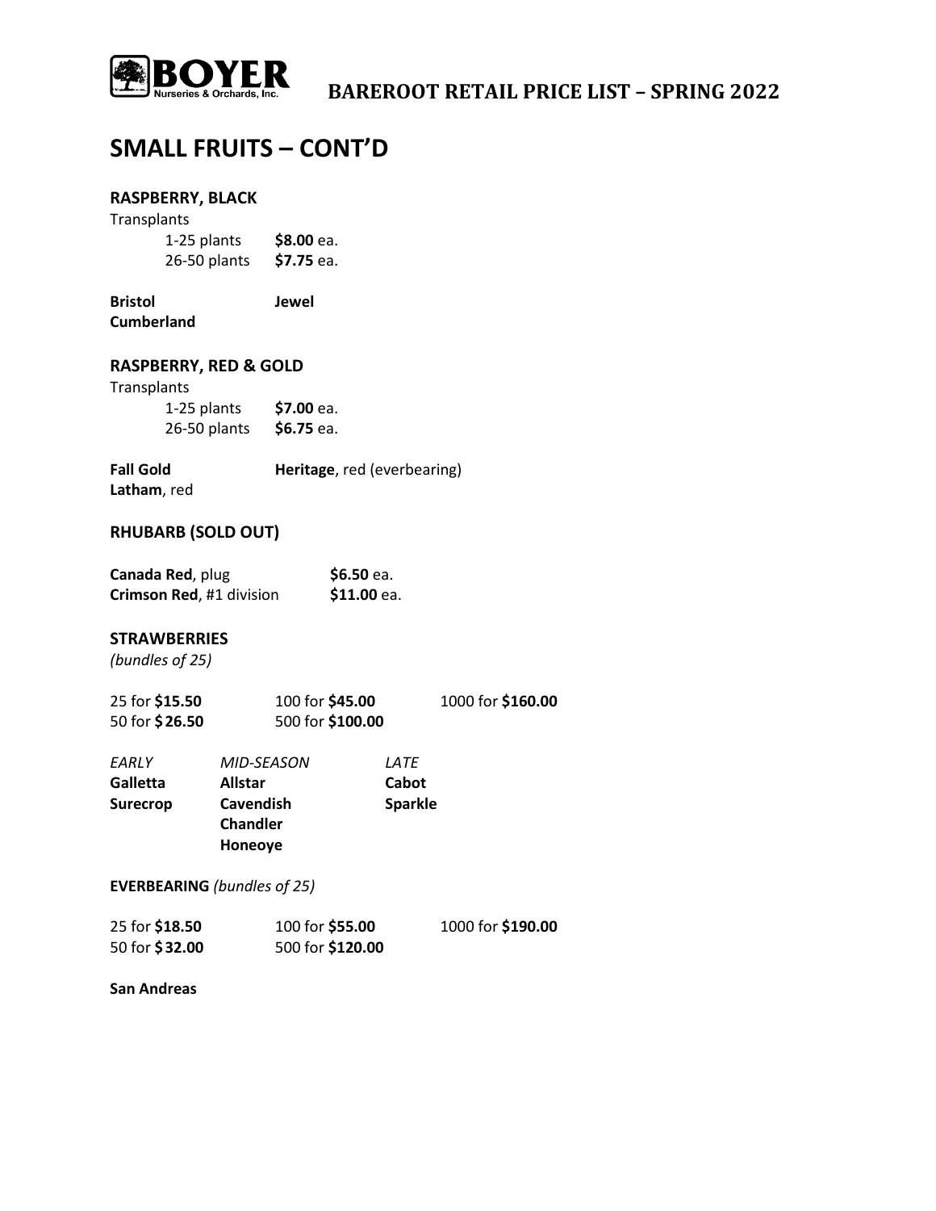# SMALL FRUITS – CONT'D

### RASPBERRY, BLACK

Transplants

| | |
|---|---|
| 1-25 plants | **$8.00** ea. |
| 26-50 plants | **$7.75** ea. |

**Bristol** **Jewel**
**Cumberland**

### RASPBERRY, RED & GOLD

Transplants

| | |
|---|---|
| 1-25 plants | **$7.00** ea. |
| 26-50 plants | **$6.75** ea. |

**Fall Gold** **Heritage**, red (everbearing)
**Latham**, red

### RHUBARB (SOLD OUT)

| | |
|---|---|
| **Canada Red**, plug | **$6.50** ea. |
| **Crimson Red**, #1 division | **$11.00** ea. |

### STRAWBERRIES

*(bundles of 25)*

| | | |
|---|---|---|
| 25 for **$15.50** | 100 for **$45.00** | 1000 for **$160.00** |
| 50 for **$26.50** | 500 for **$100.00** | |

| *EARLY* | *MID-SEASON* | *LATE* |
|---|---|---|
| **Galletta** | **Allstar** | **Cabot** |
| **Surecrop** | **Cavendish** | **Sparkle** |
| | **Chandler** | |
| | **Honeoye** | |

**EVERBEARING** *(bundles of 25)*

| | | |
|---|---|---|
| 25 for **$18.50** | 100 for **$55.00** | 1000 for **$190.00** |
| 50 for **$32.00** | 500 for **$120.00** | |

**San Andreas**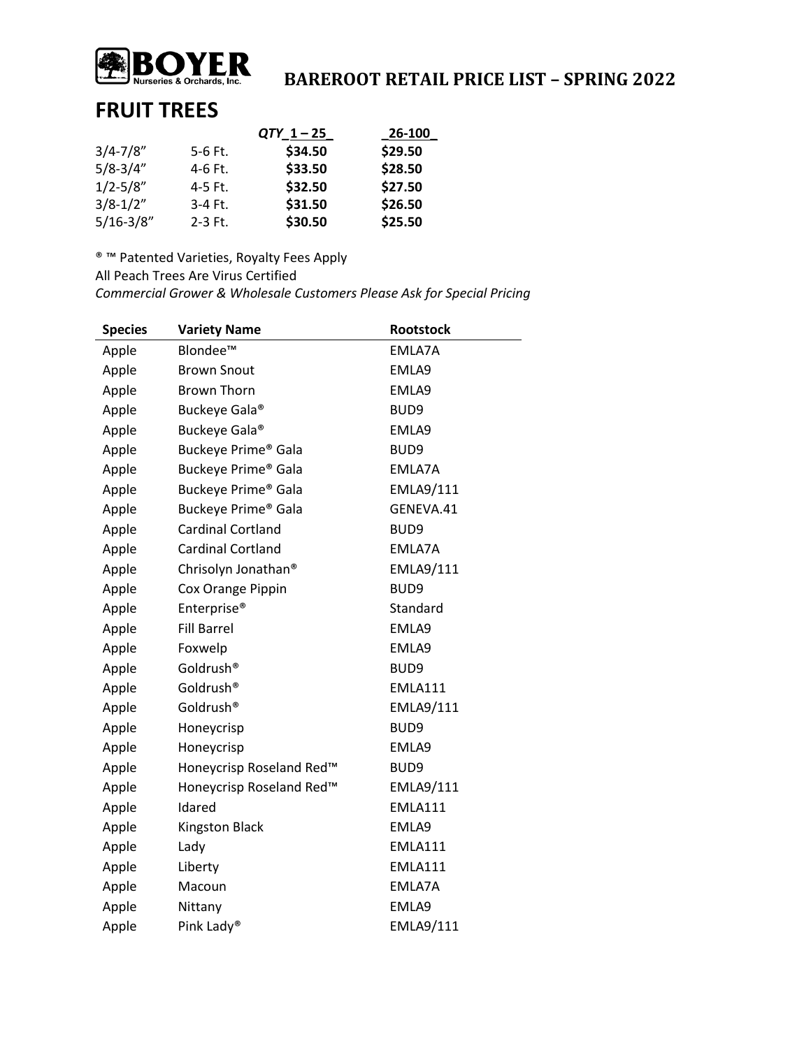# BOYER Nurseries & Orchards, Inc.

## BAREROOT RETAIL PRICE LIST – SPRING 2022

# FRUIT TREES

| | | *QTY_1 – 25_* | _26-100_ |
|---|---|---|---|
| 3/4-7/8" | 5-6 Ft. | **$34.50** | **$29.50** |
| 5/8-3/4" | 4-6 Ft. | **$33.50** | **$28.50** |
| 1/2-5/8" | 4-5 Ft. | **$32.50** | **$27.50** |
| 3/8-1/2" | 3-4 Ft. | **$31.50** | **$26.50** |
| 5/16-3/8" | 2-3 Ft. | **$30.50** | **$25.50** |

® ™ Patented Varieties, Royalty Fees Apply
All Peach Trees Are Virus Certified
*Commercial Grower & Wholesale Customers Please Ask for Special Pricing*

| Species | Variety Name | Rootstock |
|---|---|---|
| Apple | Blondee™ | EMLA7A |
| Apple | Brown Snout | EMLA9 |
| Apple | Brown Thorn | EMLA9 |
| Apple | Buckeye Gala® | BUD9 |
| Apple | Buckeye Gala® | EMLA9 |
| Apple | Buckeye Prime® Gala | BUD9 |
| Apple | Buckeye Prime® Gala | EMLA7A |
| Apple | Buckeye Prime® Gala | EMLA9/111 |
| Apple | Buckeye Prime® Gala | GENEVA.41 |
| Apple | Cardinal Cortland | BUD9 |
| Apple | Cardinal Cortland | EMLA7A |
| Apple | Chrisolyn Jonathan® | EMLA9/111 |
| Apple | Cox Orange Pippin | BUD9 |
| Apple | Enterprise® | Standard |
| Apple | Fill Barrel | EMLA9 |
| Apple | Foxwelp | EMLA9 |
| Apple | Goldrush® | BUD9 |
| Apple | Goldrush® | EMLA111 |
| Apple | Goldrush® | EMLA9/111 |
| Apple | Honeycrisp | BUD9 |
| Apple | Honeycrisp | EMLA9 |
| Apple | Honeycrisp Roseland Red™ | BUD9 |
| Apple | Honeycrisp Roseland Red™ | EMLA9/111 |
| Apple | Idared | EMLA111 |
| Apple | Kingston Black | EMLA9 |
| Apple | Lady | EMLA111 |
| Apple | Liberty | EMLA111 |
| Apple | Macoun | EMLA7A |
| Apple | Nittany | EMLA9 |
| Apple | Pink Lady® | EMLA9/111 |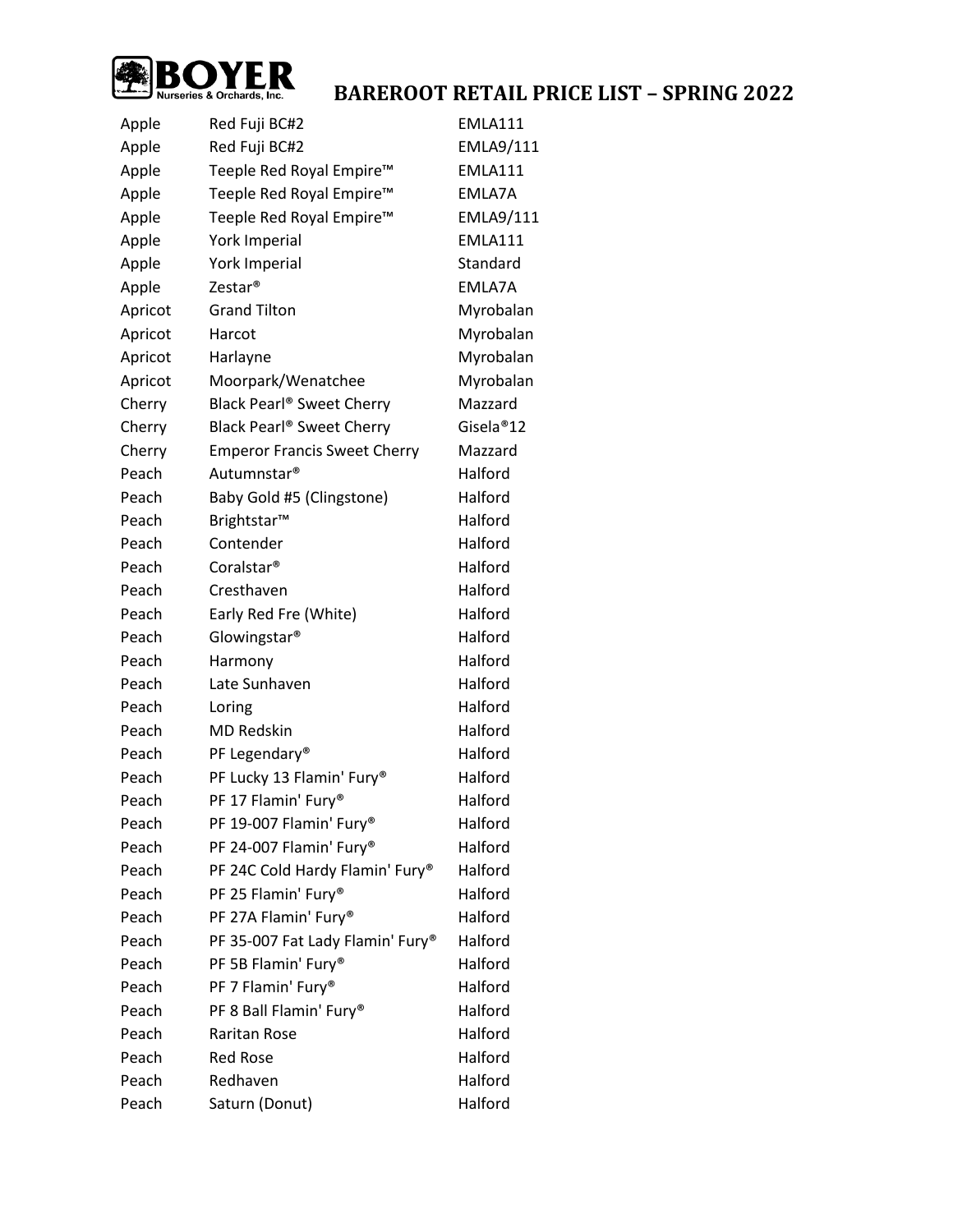# BOYER Nurseries & Orchards, Inc.

## BAREROOT RETAIL PRICE LIST – SPRING 2022

| | | |
|---|---|---|
| Apple | Red Fuji BC#2 | EMLA111 |
| Apple | Red Fuji BC#2 | EMLA9/111 |
| Apple | Teeple Red Royal Empire™ | EMLA111 |
| Apple | Teeple Red Royal Empire™ | EMLA7A |
| Apple | Teeple Red Royal Empire™ | EMLA9/111 |
| Apple | York Imperial | EMLA111 |
| Apple | York Imperial | Standard |
| Apple | Zestar® | EMLA7A |
| Apricot | Grand Tilton | Myrobalan |
| Apricot | Harcot | Myrobalan |
| Apricot | Harlayne | Myrobalan |
| Apricot | Moorpark/Wenatchee | Myrobalan |
| Cherry | Black Pearl® Sweet Cherry | Mazzard |
| Cherry | Black Pearl® Sweet Cherry | Gisela®12 |
| Cherry | Emperor Francis Sweet Cherry | Mazzard |
| Peach | Autumnstar® | Halford |
| Peach | Baby Gold #5 (Clingstone) | Halford |
| Peach | Brightstar™ | Halford |
| Peach | Contender | Halford |
| Peach | Coralstar® | Halford |
| Peach | Cresthaven | Halford |
| Peach | Early Red Fre (White) | Halford |
| Peach | Glowingstar® | Halford |
| Peach | Harmony | Halford |
| Peach | Late Sunhaven | Halford |
| Peach | Loring | Halford |
| Peach | MD Redskin | Halford |
| Peach | PF Legendary® | Halford |
| Peach | PF Lucky 13 Flamin' Fury® | Halford |
| Peach | PF 17 Flamin' Fury® | Halford |
| Peach | PF 19-007 Flamin' Fury® | Halford |
| Peach | PF 24-007 Flamin' Fury® | Halford |
| Peach | PF 24C Cold Hardy Flamin' Fury® | Halford |
| Peach | PF 25 Flamin' Fury® | Halford |
| Peach | PF 27A Flamin' Fury® | Halford |
| Peach | PF 35-007 Fat Lady Flamin' Fury® | Halford |
| Peach | PF 5B Flamin' Fury® | Halford |
| Peach | PF 7 Flamin' Fury® | Halford |
| Peach | PF 8 Ball Flamin' Fury® | Halford |
| Peach | Raritan Rose | Halford |
| Peach | Red Rose | Halford |
| Peach | Redhaven | Halford |
| Peach | Saturn (Donut) | Halford |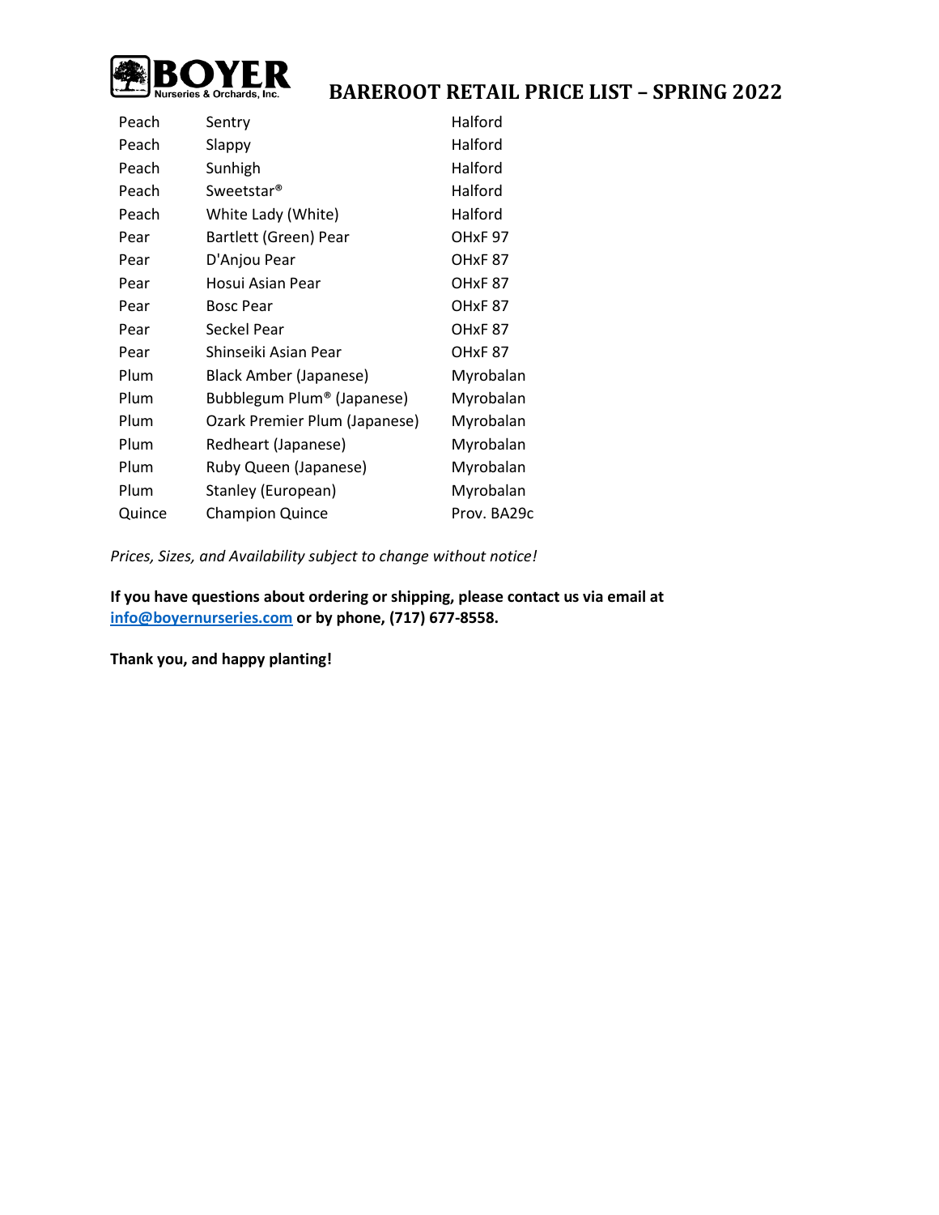# BAREROOT RETAIL PRICE LIST – SPRING 2022

| | | |
|---|---|---|
| Peach | Sentry | Halford |
| Peach | Slappy | Halford |
| Peach | Sunhigh | Halford |
| Peach | Sweetstar® | Halford |
| Peach | White Lady (White) | Halford |
| Pear | Bartlett (Green) Pear | OHxF 97 |
| Pear | D'Anjou Pear | OHxF 87 |
| Pear | Hosui Asian Pear | OHxF 87 |
| Pear | Bosc Pear | OHxF 87 |
| Pear | Seckel Pear | OHxF 87 |
| Pear | Shinseiki Asian Pear | OHxF 87 |
| Plum | Black Amber (Japanese) | Myrobalan |
| Plum | Bubblegum Plum® (Japanese) | Myrobalan |
| Plum | Ozark Premier Plum (Japanese) | Myrobalan |
| Plum | Redheart (Japanese) | Myrobalan |
| Plum | Ruby Queen (Japanese) | Myrobalan |
| Plum | Stanley (European) | Myrobalan |
| Quince | Champion Quince | Prov. BA29c |

*Prices, Sizes, and Availability subject to change without notice!*

**If you have questions about ordering or shipping, please contact us via email at info@boyernurseries.com or by phone, (717) 677-8558.**

**Thank you, and happy planting!**